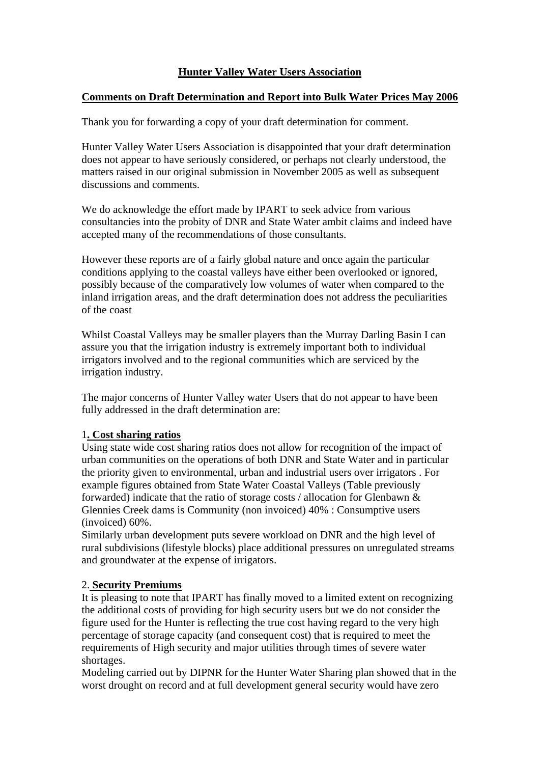# Hunter Valley Water Users Association

## Comments on Draft Determination and Report into Bulk Water Prices May 2006

Thank you for forwarding a copy of your draft determination for comment.

Hunter Valley Water Users Association is disappointed that your draft determination does not appear to have seriously considered, or perhaps not clearly understood, the matters raised in our original submission in November 2005 as well as subsequent discussions and comments.

We do acknowledge the effort made by IPART to seek advice from various consultancies into the probity of DNR and State Water ambit claims and indeed have accepted many of the recommendations of those consultants.

However these reports are of a fairly global nature and once again the particular conditions applying to the coastal valleys have either been overlooked or ignored, possibly because of the comparatively low volumes of water when compared to the inland irrigation areas, and the draft determination does not address the peculiarities of the coast

Whilst Coastal Valleys may be smaller players than the Murray Darling Basin I can assure you that the irrigation industry is extremely important both to individual irrigators involved and to the regional communities which are serviced by the irrigation industry.

The major concerns of Hunter Valley water Users that do not appear to have been fully addressed in the draft determination are:

### 1**. Cost sharing ratios**

Using state wide cost sharing ratios does not allow for recognition of the impact of urban communities on the operations of both DNR and State Water and in particular the priority given to environmental, urban and industrial users over irrigators . For example figures obtained from State Water Coastal Valleys (Table previously forwarded) indicate that the ratio of storage costs / allocation for Glenbawn & Glennies Creek dams is Community (non invoiced) 40% : Consumptive users (invoiced) 60%.

Similarly urban development puts severe workload on DNR and the high level of rural subdivisions (lifestyle blocks) place additional pressures on unregulated streams and groundwater at the expense of irrigators.

### 2. **Security Premiums**

It is pleasing to note that IPART has finally moved to a limited extent on recognizing the additional costs of providing for high security users but we do not consider the figure used for the Hunter is reflecting the true cost having regard to the very high percentage of storage capacity (and consequent cost) that is required to meet the requirements of High security and major utilities through times of severe water shortages.

Modeling carried out by DIPNR for the Hunter Water Sharing plan showed that in the worst drought on record and at full development general security would have zero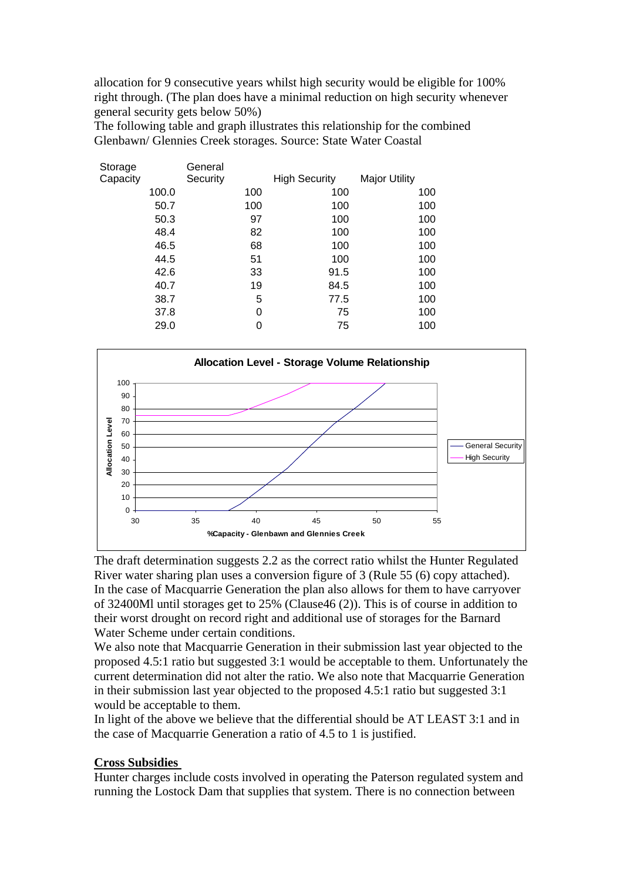allocation for 9 consecutive years whilst high security would be eligible for 100% right through. (The plan does have a minimal reduction on high security whenever general security gets below 50%)

The following table and graph illustrates this relationship for the combined Glenbawn/ Glennies Creek storages. Source: State Water Coastal

| Storage Capacity | General Security | High Security | Major Utility |
|---|---|---|---|
| 100.0 | 100 | 100 | 100 |
| 50.7 | 100 | 100 | 100 |
| 50.3 | 97 | 100 | 100 |
| 48.4 | 82 | 100 | 100 |
| 46.5 | 68 | 100 | 100 |
| 44.5 | 51 | 100 | 100 |
| 42.6 | 33 | 91.5 | 100 |
| 40.7 | 19 | 84.5 | 100 |
| 38.7 | 5 | 77.5 | 100 |
| 37.8 | 0 | 75 | 100 |
| 29.0 | 0 | 75 | 100 |

The draft determination suggests 2.2 as the correct ratio whilst the Hunter Regulated River water sharing plan uses a conversion figure of 3 (Rule 55 (6) copy attached). In the case of Macquarrie Generation the plan also allows for them to have carryover of 32400Ml until storages get to 25% (Clause46 (2)). This is of course in addition to their worst drought on record right and additional use of storages for the Barnard Water Scheme under certain conditions.

We also note that Macquarrie Generation in their submission last year objected to the proposed 4.5:1 ratio but suggested 3:1 would be acceptable to them. Unfortunately the current determination did not alter the ratio. We also note that Macquarrie Generation in their submission last year objected to the proposed 4.5:1 ratio but suggested 3:1 would be acceptable to them.

In light of the above we believe that the differential should be AT LEAST 3:1 and in the case of Macquarrie Generation a ratio of 4.5 to 1 is justified.

## Cross Subsidies

Hunter charges include costs involved in operating the Paterson regulated system and running the Lostock Dam that supplies that system. There is no connection between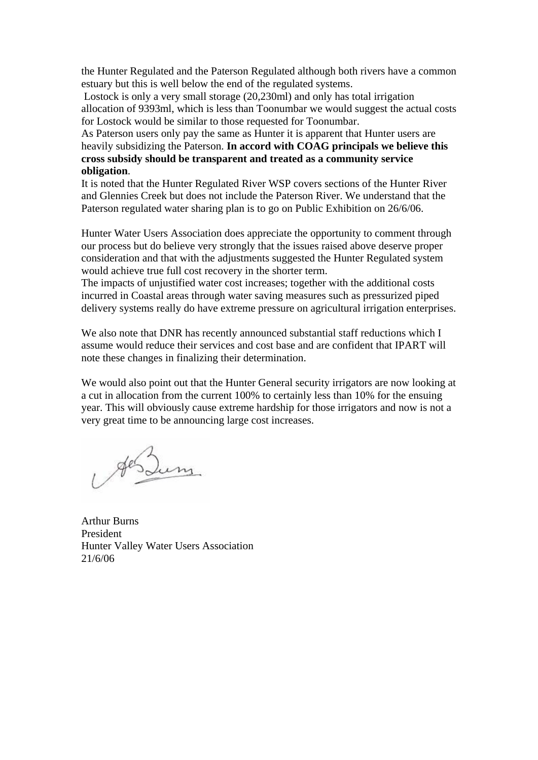the Hunter Regulated and the Paterson Regulated although both rivers have a common estuary but this is well below the end of the regulated systems.

Lostock is only a very small storage (20,230ml) and only has total irrigation allocation of 9393ml, which is less than Toonumbar we would suggest the actual costs for Lostock would be similar to those requested for Toonumbar.

As Paterson users only pay the same as Hunter it is apparent that Hunter users are heavily subsidizing the Paterson. **In accord with COAG principals we believe this cross subsidy should be transparent and treated as a community service obligation**.

It is noted that the Hunter Regulated River WSP covers sections of the Hunter River and Glennies Creek but does not include the Paterson River. We understand that the Paterson regulated water sharing plan is to go on Public Exhibition on 26/6/06.

Hunter Water Users Association does appreciate the opportunity to comment through our process but do believe very strongly that the issues raised above deserve proper consideration and that with the adjustments suggested the Hunter Regulated system would achieve true full cost recovery in the shorter term.

The impacts of unjustified water cost increases; together with the additional costs incurred in Coastal areas through water saving measures such as pressurized piped delivery systems really do have extreme pressure on agricultural irrigation enterprises.

We also note that DNR has recently announced substantial staff reductions which I assume would reduce their services and cost base and are confident that IPART will note these changes in finalizing their determination.

We would also point out that the Hunter General security irrigators are now looking at a cut in allocation from the current 100% to certainly less than 10% for the ensuing year. This will obviously cause extreme hardship for those irrigators and now is not a very great time to be announcing large cost increases.

Arthur Burns
President
Hunter Valley Water Users Association
21/6/06